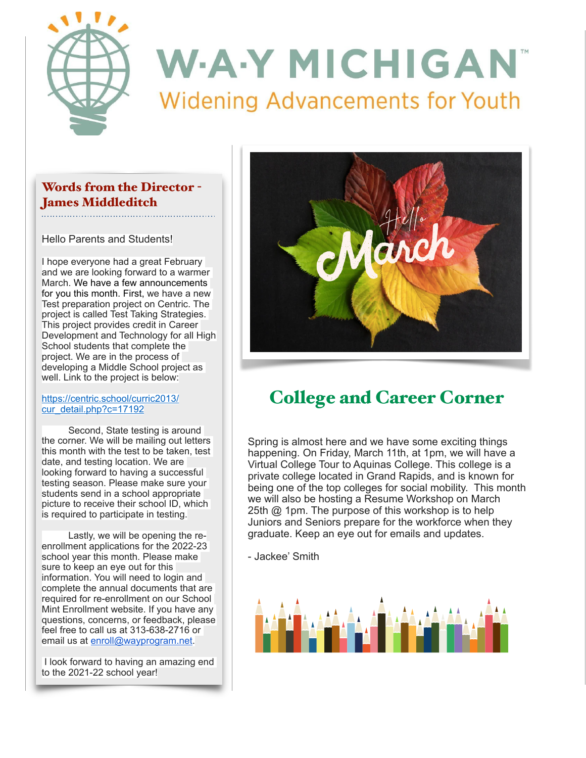# W·A·Y MICHIGAN™

Widening Advancements for Youth

## Words from the Director - James Middleditch

Hello Parents and Students!

I hope everyone had a great February and we are looking forward to a warmer March. We have a few announcements for you this month. First, we have a new Test preparation project on Centric. The project is called Test Taking Strategies. This project provides credit in Career Development and Technology for all High School students that complete the project. We are in the process of developing a Middle School project as well. Link to the project is below:

https://centric.school/curric2013/cur_detail.php?c=17192

Second, State testing is around the corner. We will be mailing out letters this month with the test to be taken, test date, and testing location. We are looking forward to having a successful testing season. Please make sure your students send in a school appropriate picture to receive their school ID, which is required to participate in testing.

Lastly, we will be opening the re-enrollment applications for the 2022-23 school year this month. Please make sure to keep an eye out for this information. You will need to login and complete the annual documents that are required for re-enrollment on our School Mint Enrollment website. If you have any questions, concerns, or feedback, please feel free to call us at 313-638-2716 or email us at enroll@wayprogram.net.

I look forward to having an amazing end to the 2021-22 school year!

## College and Career Corner

Spring is almost here and we have some exciting things happening. On Friday, March 11th, at 1pm, we will have a Virtual College Tour to Aquinas College. This college is a private college located in Grand Rapids, and is known for being one of the top colleges for social mobility. This month we will also be hosting a Resume Workshop on March 25th @ 1pm. The purpose of this workshop is to help Juniors and Seniors prepare for the workforce when they graduate. Keep an eye out for emails and updates.

- Jackee' Smith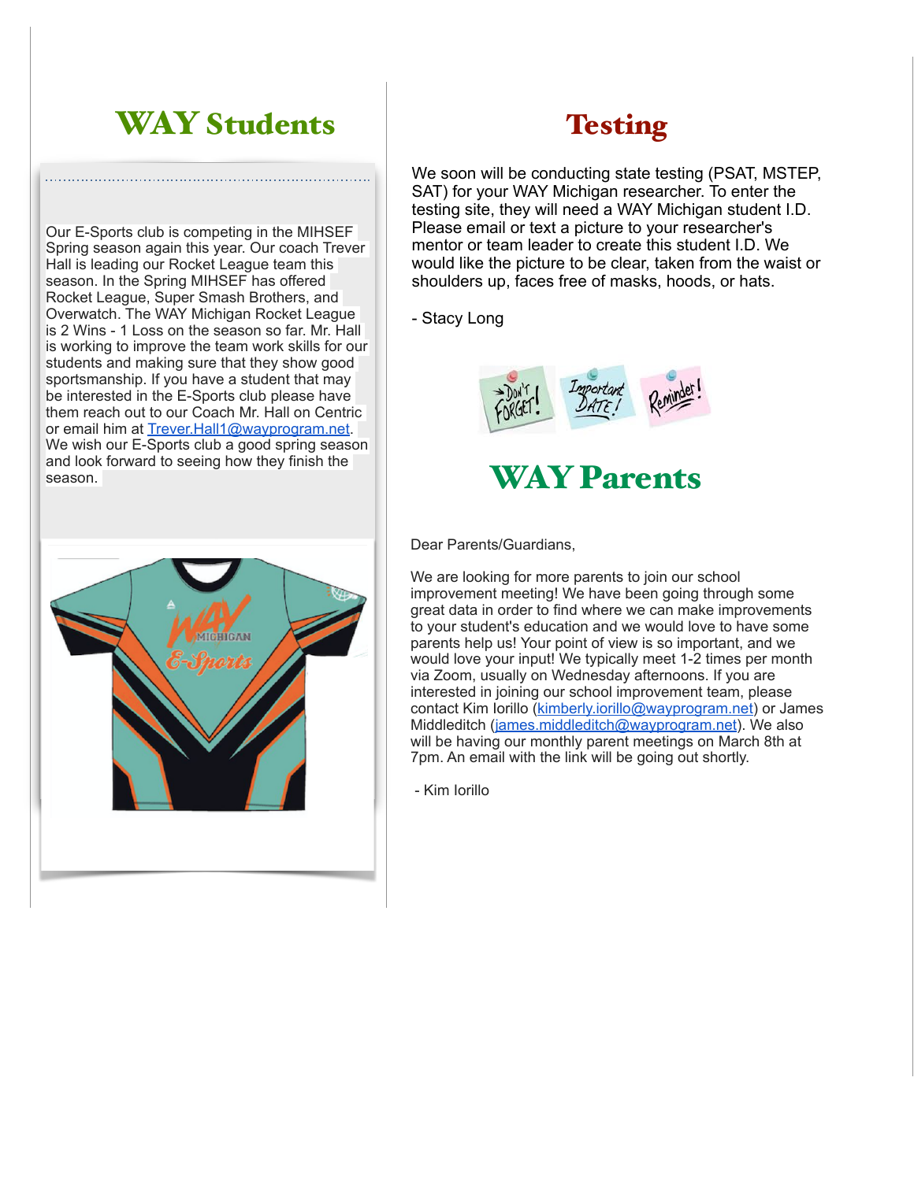## WAY Students

Our E-Sports club is competing in the MIHSEF Spring season again this year. Our coach Trever Hall is leading our Rocket League team this season. In the Spring MIHSEF has offered Rocket League, Super Smash Brothers, and Overwatch. The WAY Michigan Rocket League is 2 Wins - 1 Loss on the season so far. Mr. Hall is working to improve the team work skills for our students and making sure that they show good sportsmanship. If you have a student that may be interested in the E-Sports club please have them reach out to our Coach Mr. Hall on Centric or email him at Trever.Hall1@wayprogram.net. We wish our E-Sports club a good spring season and look forward to seeing how they finish the season.

## Testing

We soon will be conducting state testing (PSAT, MSTEP, SAT) for your WAY Michigan researcher. To enter the testing site, they will need a WAY Michigan student I.D. Please email or text a picture to your researcher's mentor or team leader to create this student I.D. We would like the picture to be clear, taken from the waist or shoulders up, faces free of masks, hoods, or hats.

- Stacy Long

## WAY Parents

Dear Parents/Guardians,

We are looking for more parents to join our school improvement meeting! We have been going through some great data in order to find where we can make improvements to your student's education and we would love to have some parents help us! Your point of view is so important, and we would love your input! We typically meet 1-2 times per month via Zoom, usually on Wednesday afternoons. If you are interested in joining our school improvement team, please contact Kim Iorillo (kimberly.iorillo@wayprogram.net) or James Middleditch (james.middleditch@wayprogram.net). We also will be having our monthly parent meetings on March 8th at 7pm. An email with the link will be going out shortly.

- Kim Iorillo